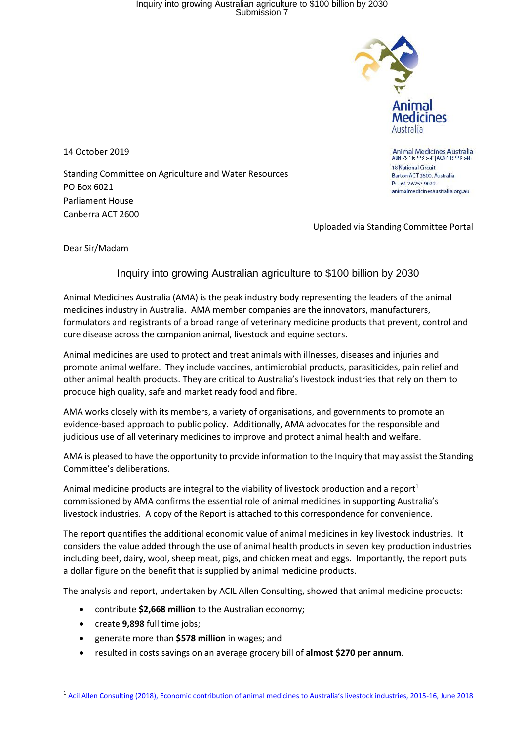Animal Medicines Australia

14 October 2019

Animal Medicines Australia
ABN 76 116 948 344 | ACN 116 948 344
18 National Circuit
Barton ACT 2600, Australia
P: +61 2 6257 9022
animalmedicinesaustralia.org.au

Standing Committee on Agriculture and Water Resources
PO Box 6021
Parliament House
Canberra ACT 2600

Uploaded via Standing Committee Portal

Dear Sir/Madam

## Inquiry into growing Australian agriculture to $100 billion by 2030

Animal Medicines Australia (AMA) is the peak industry body representing the leaders of the animal medicines industry in Australia. AMA member companies are the innovators, manufacturers, formulators and registrants of a broad range of veterinary medicine products that prevent, control and cure disease across the companion animal, livestock and equine sectors.

Animal medicines are used to protect and treat animals with illnesses, diseases and injuries and promote animal welfare. They include vaccines, antimicrobial products, parasiticides, pain relief and other animal health products. They are critical to Australia's livestock industries that rely on them to produce high quality, safe and market ready food and fibre.

AMA works closely with its members, a variety of organisations, and governments to promote an evidence-based approach to public policy. Additionally, AMA advocates for the responsible and judicious use of all veterinary medicines to improve and protect animal health and welfare.

AMA is pleased to have the opportunity to provide information to the Inquiry that may assist the Standing Committee's deliberations.

Animal medicine products are integral to the viability of livestock production and a report[1] commissioned by AMA confirms the essential role of animal medicines in supporting Australia's livestock industries. A copy of the Report is attached to this correspondence for convenience.

The report quantifies the additional economic value of animal medicines in key livestock industries. It considers the value added through the use of animal health products in seven key production industries including beef, dairy, wool, sheep meat, pigs, and chicken meat and eggs. Importantly, the report puts a dollar figure on the benefit that is supplied by animal medicine products.

The analysis and report, undertaken by ACIL Allen Consulting, showed that animal medicine products:

- contribute **$2,668 million** to the Australian economy;
- create **9,898** full time jobs;
- generate more than **$578 million** in wages; and
- resulted in costs savings on an average grocery bill of **almost $270 per annum**.

[1] Acil Allen Consulting (2018), Economic contribution of animal medicines to Australia's livestock industries, 2015-16, June 2018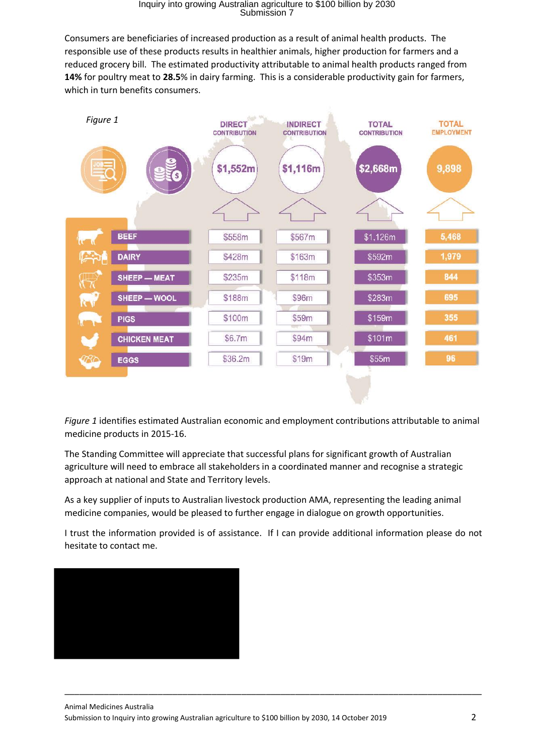Consumers are beneficiaries of increased production as a result of animal health products. The responsible use of these products results in healthier animals, higher production for farmers and a reduced grocery bill. The estimated productivity attributable to animal health products ranged from **14%** for poultry meat to **28.5**% in dairy farming. This is a considerable productivity gain for farmers, which in turn benefits consumers.

*Figure 1*

| | DIRECT CONTRIBUTION | INDIRECT CONTRIBUTION | TOTAL CONTRIBUTION | TOTAL EMPLOYMENT |
|---|---|---|---|---|
| | $1,552m | $1,116m | $2,668m | 9,898 |
| BEEF | $558m | $567m | $1,126m | 5,468 |
| DAIRY | $428m | $163m | $592m | 1,979 |
| SHEEP — MEAT | $235m | $118m | $353m | 844 |
| SHEEP — WOOL | $188m | $96m | $283m | 695 |
| PIGS | $100m | $59m | $159m | 355 |
| CHICKEN MEAT | $6.7m | $94m | $101m | 461 |
| EGGS | $36.2m | $19m | $55m | 96 |

*Figure 1* identifies estimated Australian economic and employment contributions attributable to animal medicine products in 2015-16.

The Standing Committee will appreciate that successful plans for significant growth of Australian agriculture will need to embrace all stakeholders in a coordinated manner and recognise a strategic approach at national and State and Territory levels.

As a key supplier of inputs to Australian livestock production AMA, representing the leading animal medicine companies, would be pleased to further engage in dialogue on growth opportunities.

I trust the information provided is of assistance. If I can provide additional information please do not hesitate to contact me.